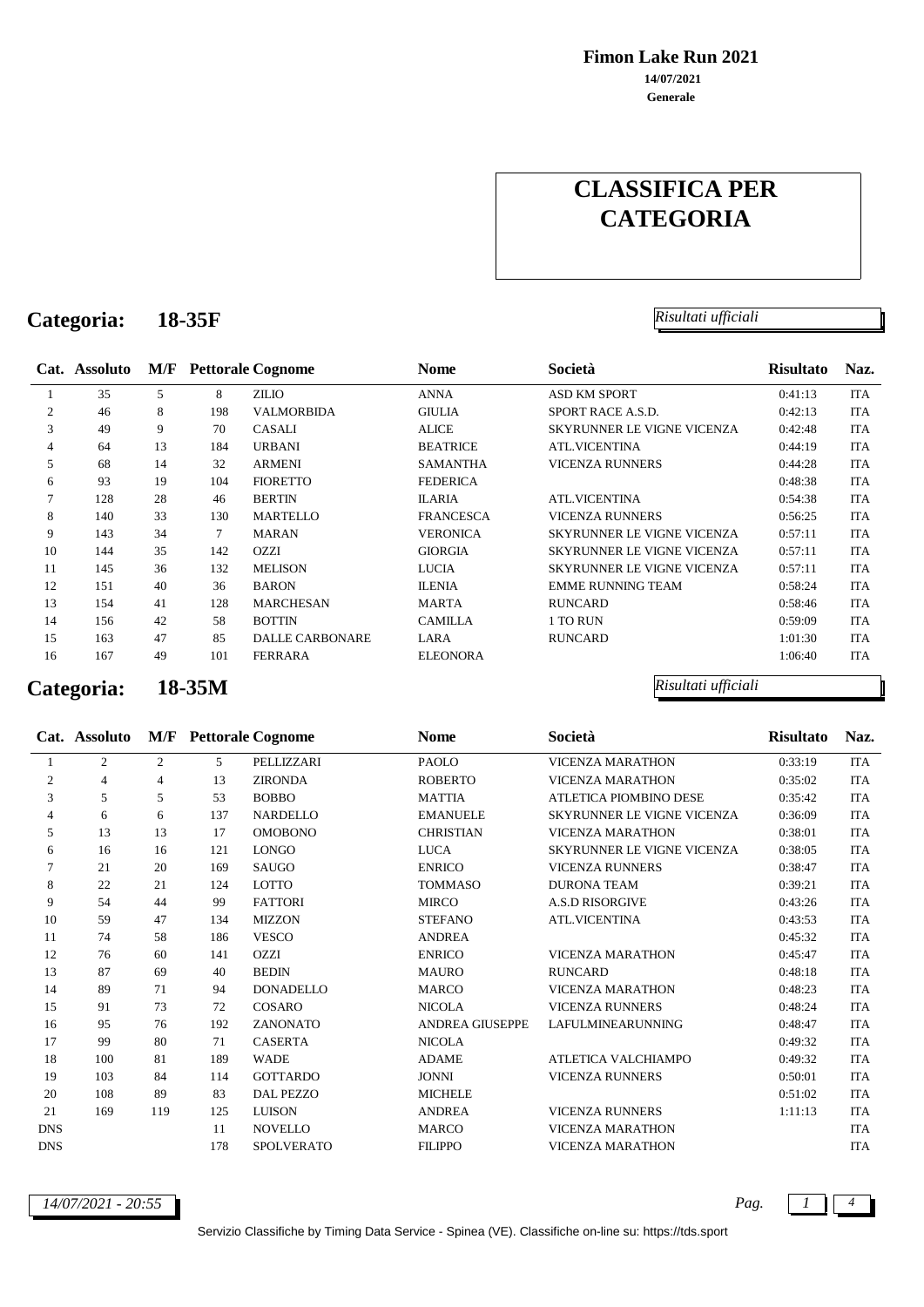**Fimon Lake Run 2021**
**14/07/2021**
**Generale**

# CLASSIFICA PER CATEGORIA

## Categoria: 18-35F

*Risultati ufficiali*

| Cat. | Assoluto | M/F | Pettorale | Cognome | Nome | Società | Risultato | Naz. |
|---|---|---|---|---|---|---|---|---|
| 1 | 35 | 5 | 8 | ZILIO | ANNA | ASD KM SPORT | 0:41:13 | ITA |
| 2 | 46 | 8 | 198 | VALMORBIDA | GIULIA | SPORT RACE A.S.D. | 0:42:13 | ITA |
| 3 | 49 | 9 | 70 | CASALI | ALICE | SKYRUNNER LE VIGNE VICENZA | 0:42:48 | ITA |
| 4 | 64 | 13 | 184 | URBANI | BEATRICE | ATL.VICENTINA | 0:44:19 | ITA |
| 5 | 68 | 14 | 32 | ARMENI | SAMANTHA | VICENZA RUNNERS | 0:44:28 | ITA |
| 6 | 93 | 19 | 104 | FIORETTO | FEDERICA | | 0:48:38 | ITA |
| 7 | 128 | 28 | 46 | BERTIN | ILARIA | ATL.VICENTINA | 0:54:38 | ITA |
| 8 | 140 | 33 | 130 | MARTELLO | FRANCESCA | VICENZA RUNNERS | 0:56:25 | ITA |
| 9 | 143 | 34 | 7 | MARAN | VERONICA | SKYRUNNER LE VIGNE VICENZA | 0:57:11 | ITA |
| 10 | 144 | 35 | 142 | OZZI | GIORGIA | SKYRUNNER LE VIGNE VICENZA | 0:57:11 | ITA |
| 11 | 145 | 36 | 132 | MELISON | LUCIA | SKYRUNNER LE VIGNE VICENZA | 0:57:11 | ITA |
| 12 | 151 | 40 | 36 | BARON | ILENIA | EMME RUNNING TEAM | 0:58:24 | ITA |
| 13 | 154 | 41 | 128 | MARCHESAN | MARTA | RUNCARD | 0:58:46 | ITA |
| 14 | 156 | 42 | 58 | BOTTIN | CAMILLA | 1 TO RUN | 0:59:09 | ITA |
| 15 | 163 | 47 | 85 | DALLE CARBONARE | LARA | RUNCARD | 1:01:30 | ITA |
| 16 | 167 | 49 | 101 | FERRARA | ELEONORA | | 1:06:40 | ITA |

## Categoria: 18-35M

*Risultati ufficiali*

| Cat. | Assoluto | M/F | Pettorale | Cognome | Nome | Società | Risultato | Naz. |
|---|---|---|---|---|---|---|---|---|
| 1 | 2 | 2 | 5 | PELLIZZARI | PAOLO | VICENZA MARATHON | 0:33:19 | ITA |
| 2 | 4 | 4 | 13 | ZIRONDA | ROBERTO | VICENZA MARATHON | 0:35:02 | ITA |
| 3 | 5 | 5 | 53 | BOBBO | MATTIA | ATLETICA PIOMBINO DESE | 0:35:42 | ITA |
| 4 | 6 | 6 | 137 | NARDELLO | EMANUELE | SKYRUNNER LE VIGNE VICENZA | 0:36:09 | ITA |
| 5 | 13 | 13 | 17 | OMOBONO | CHRISTIAN | VICENZA MARATHON | 0:38:01 | ITA |
| 6 | 16 | 16 | 121 | LONGO | LUCA | SKYRUNNER LE VIGNE VICENZA | 0:38:05 | ITA |
| 7 | 21 | 20 | 169 | SAUGO | ENRICO | VICENZA RUNNERS | 0:38:47 | ITA |
| 8 | 22 | 21 | 124 | LOTTO | TOMMASO | DURONA TEAM | 0:39:21 | ITA |
| 9 | 54 | 44 | 99 | FATTORI | MIRCO | A.S.D RISORGIVE | 0:43:26 | ITA |
| 10 | 59 | 47 | 134 | MIZZON | STEFANO | ATL.VICENTINA | 0:43:53 | ITA |
| 11 | 74 | 58 | 186 | VESCO | ANDREA | | 0:45:32 | ITA |
| 12 | 76 | 60 | 141 | OZZI | ENRICO | VICENZA MARATHON | 0:45:47 | ITA |
| 13 | 87 | 69 | 40 | BEDIN | MAURO | RUNCARD | 0:48:18 | ITA |
| 14 | 89 | 71 | 94 | DONADELLO | MARCO | VICENZA MARATHON | 0:48:23 | ITA |
| 15 | 91 | 73 | 72 | COSARO | NICOLA | VICENZA RUNNERS | 0:48:24 | ITA |
| 16 | 95 | 76 | 192 | ZANONATO | ANDREA GIUSEPPE | LAFULMINEARUNNING | 0:48:47 | ITA |
| 17 | 99 | 80 | 71 | CASERTA | NICOLA | | 0:49:32 | ITA |
| 18 | 100 | 81 | 189 | WADE | ADAME | ATLETICA VALCHIAMPO | 0:49:32 | ITA |
| 19 | 103 | 84 | 114 | GOTTARDO | JONNI | VICENZA RUNNERS | 0:50:01 | ITA |
| 20 | 108 | 89 | 83 | DAL PEZZO | MICHELE | | 0:51:02 | ITA |
| 21 | 169 | 119 | 125 | LUISON | ANDREA | VICENZA RUNNERS | 1:11:13 | ITA |
| DNS | | | 11 | NOVELLO | MARCO | VICENZA MARATHON | | ITA |
| DNS | | | 178 | SPOLVERATO | FILIPPO | VICENZA MARATHON | | ITA |

*14/07/2021 - 20:55*

Servizio Classifiche by Timing Data Service - Spinea (VE). Classifiche on-line su: https://tds.sport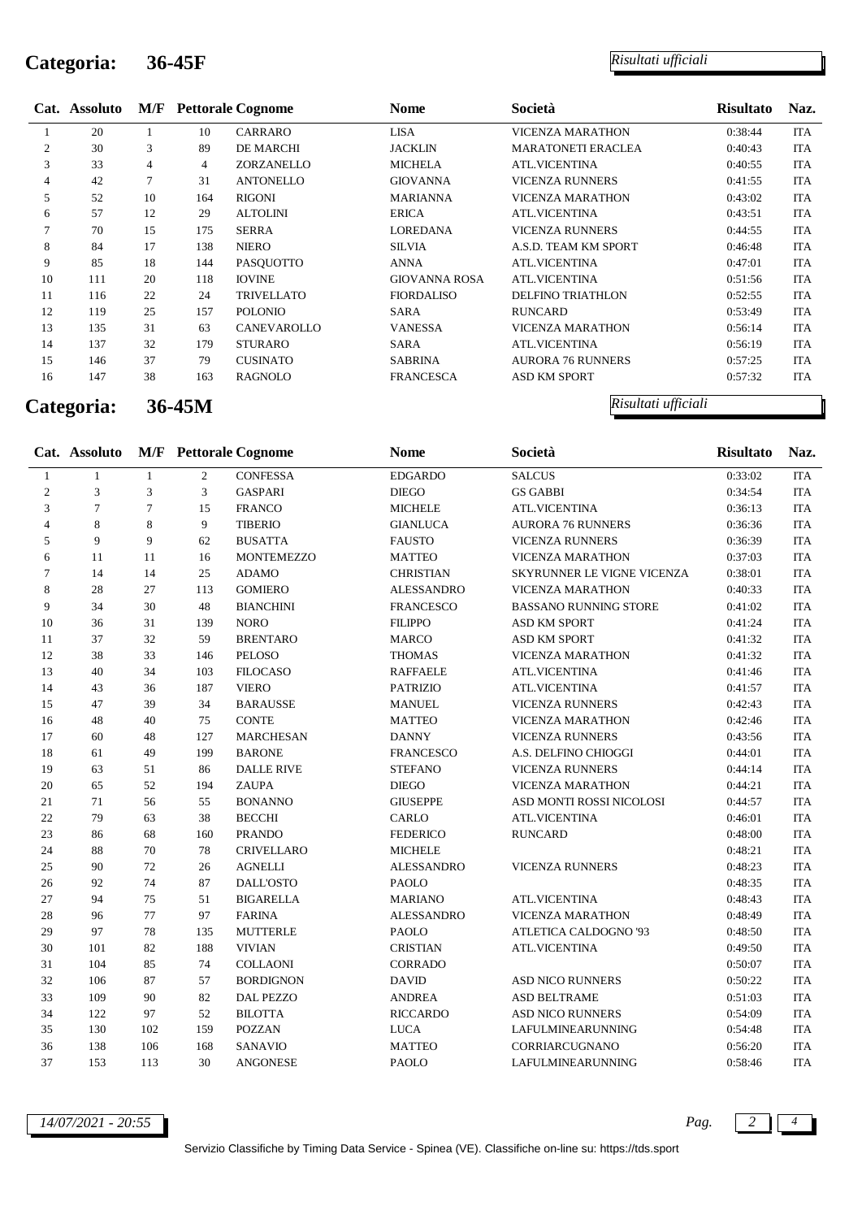## Categoria: 36-45F

*Risultati ufficiali*

| Cat. | Assoluto | M/F | Pettorale | Cognome | Nome | Società | Risultato | Naz. |
|---|---|---|---|---|---|---|---|---|
| 1 | 20 | 1 | 10 | CARRARO | LISA | VICENZA MARATHON | 0:38:44 | ITA |
| 2 | 30 | 3 | 89 | DE MARCHI | JACKLIN | MARATONETI ERACLEA | 0:40:43 | ITA |
| 3 | 33 | 4 | 4 | ZORZANELLO | MICHELA | ATL.VICENTINA | 0:40:55 | ITA |
| 4 | 42 | 7 | 31 | ANTONELLO | GIOVANNA | VICENZA RUNNERS | 0:41:55 | ITA |
| 5 | 52 | 10 | 164 | RIGONI | MARIANNA | VICENZA MARATHON | 0:43:02 | ITA |
| 6 | 57 | 12 | 29 | ALTOLINI | ERICA | ATL.VICENTINA | 0:43:51 | ITA |
| 7 | 70 | 15 | 175 | SERRA | LOREDANA | VICENZA RUNNERS | 0:44:55 | ITA |
| 8 | 84 | 17 | 138 | NIERO | SILVIA | A.S.D. TEAM KM SPORT | 0:46:48 | ITA |
| 9 | 85 | 18 | 144 | PASQUOTTO | ANNA | ATL.VICENTINA | 0:47:01 | ITA |
| 10 | 111 | 20 | 118 | IOVINE | GIOVANNA ROSA | ATL.VICENTINA | 0:51:56 | ITA |
| 11 | 116 | 22 | 24 | TRIVELLATO | FIORDALISO | DELFINO TRIATHLON | 0:52:55 | ITA |
| 12 | 119 | 25 | 157 | POLONIO | SARA | RUNCARD | 0:53:49 | ITA |
| 13 | 135 | 31 | 63 | CANEVAROLLO | VANESSA | VICENZA MARATHON | 0:56:14 | ITA |
| 14 | 137 | 32 | 179 | STURARO | SARA | ATL.VICENTINA | 0:56:19 | ITA |
| 15 | 146 | 37 | 79 | CUSINATO | SABRINA | AURORA 76 RUNNERS | 0:57:25 | ITA |
| 16 | 147 | 38 | 163 | RAGNOLO | FRANCESCA | ASD KM SPORT | 0:57:32 | ITA |

## Categoria: 36-45M

*Risultati ufficiali*

| Cat. | Assoluto | M/F | Pettorale | Cognome | Nome | Società | Risultato | Naz. |
|---|---|---|---|---|---|---|---|---|
| 1 | 1 | 1 | 2 | CONFESSA | EDGARDO | SALCUS | 0:33:02 | ITA |
| 2 | 3 | 3 | 3 | GASPARI | DIEGO | GS GABBI | 0:34:54 | ITA |
| 3 | 7 | 7 | 15 | FRANCO | MICHELE | ATL.VICENTINA | 0:36:13 | ITA |
| 4 | 8 | 8 | 9 | TIBERIO | GIANLUCA | AURORA 76 RUNNERS | 0:36:36 | ITA |
| 5 | 9 | 9 | 62 | BUSATTA | FAUSTO | VICENZA RUNNERS | 0:36:39 | ITA |
| 6 | 11 | 11 | 16 | MONTEMEZZO | MATTEO | VICENZA MARATHON | 0:37:03 | ITA |
| 7 | 14 | 14 | 25 | ADAMO | CHRISTIAN | SKYRUNNER LE VIGNE VICENZA | 0:38:01 | ITA |
| 8 | 28 | 27 | 113 | GOMIERO | ALESSANDRO | VICENZA MARATHON | 0:40:33 | ITA |
| 9 | 34 | 30 | 48 | BIANCHINI | FRANCESCO | BASSANO RUNNING STORE | 0:41:02 | ITA |
| 10 | 36 | 31 | 139 | NORO | FILIPPO | ASD KM SPORT | 0:41:24 | ITA |
| 11 | 37 | 32 | 59 | BRENTARO | MARCO | ASD KM SPORT | 0:41:32 | ITA |
| 12 | 38 | 33 | 146 | PELOSO | THOMAS | VICENZA MARATHON | 0:41:32 | ITA |
| 13 | 40 | 34 | 103 | FILOCASO | RAFFAELE | ATL.VICENTINA | 0:41:46 | ITA |
| 14 | 43 | 36 | 187 | VIERO | PATRIZIO | ATL.VICENTINA | 0:41:57 | ITA |
| 15 | 47 | 39 | 34 | BARAUSSE | MANUEL | VICENZA RUNNERS | 0:42:43 | ITA |
| 16 | 48 | 40 | 75 | CONTE | MATTEO | VICENZA MARATHON | 0:42:46 | ITA |
| 17 | 60 | 48 | 127 | MARCHESAN | DANNY | VICENZA RUNNERS | 0:43:56 | ITA |
| 18 | 61 | 49 | 199 | BARONE | FRANCESCO | A.S. DELFINO CHIOGGI | 0:44:01 | ITA |
| 19 | 63 | 51 | 86 | DALLE RIVE | STEFANO | VICENZA RUNNERS | 0:44:14 | ITA |
| 20 | 65 | 52 | 194 | ZAUPA | DIEGO | VICENZA MARATHON | 0:44:21 | ITA |
| 21 | 71 | 56 | 55 | BONANNO | GIUSEPPE | ASD MONTI ROSSI NICOLOSI | 0:44:57 | ITA |
| 22 | 79 | 63 | 38 | BECCHI | CARLO | ATL.VICENTINA | 0:46:01 | ITA |
| 23 | 86 | 68 | 160 | PRANDO | FEDERICO | RUNCARD | 0:48:00 | ITA |
| 24 | 88 | 70 | 78 | CRIVELLARO | MICHELE | | 0:48:21 | ITA |
| 25 | 90 | 72 | 26 | AGNELLI | ALESSANDRO | VICENZA RUNNERS | 0:48:23 | ITA |
| 26 | 92 | 74 | 87 | DALL'OSTO | PAOLO | | 0:48:35 | ITA |
| 27 | 94 | 75 | 51 | BIGARELLA | MARIANO | ATL.VICENTINA | 0:48:43 | ITA |
| 28 | 96 | 77 | 97 | FARINA | ALESSANDRO | VICENZA MARATHON | 0:48:49 | ITA |
| 29 | 97 | 78 | 135 | MUTTERLE | PAOLO | ATLETICA CALDOGNO '93 | 0:48:50 | ITA |
| 30 | 101 | 82 | 188 | VIVIAN | CRISTIAN | ATL.VICENTINA | 0:49:50 | ITA |
| 31 | 104 | 85 | 74 | COLLAONI | CORRADO | | 0:50:07 | ITA |
| 32 | 106 | 87 | 57 | BORDIGNON | DAVID | ASD NICO RUNNERS | 0:50:22 | ITA |
| 33 | 109 | 90 | 82 | DAL PEZZO | ANDREA | ASD BELTRAME | 0:51:03 | ITA |
| 34 | 122 | 97 | 52 | BILOTTA | RICCARDO | ASD NICO RUNNERS | 0:54:09 | ITA |
| 35 | 130 | 102 | 159 | POZZAN | LUCA | LAFULMINEARUNNING | 0:54:48 | ITA |
| 36 | 138 | 106 | 168 | SANAVIO | MATTEO | CORRIARCUGNANO | 0:56:20 | ITA |
| 37 | 153 | 113 | 30 | ANGONESE | PAOLO | LAFULMINEARUNNING | 0:58:46 | ITA |

*14/07/2021 - 20:55*

Servizio Classifiche by Timing Data Service - Spinea (VE). Classifiche on-line su: https://tds.sport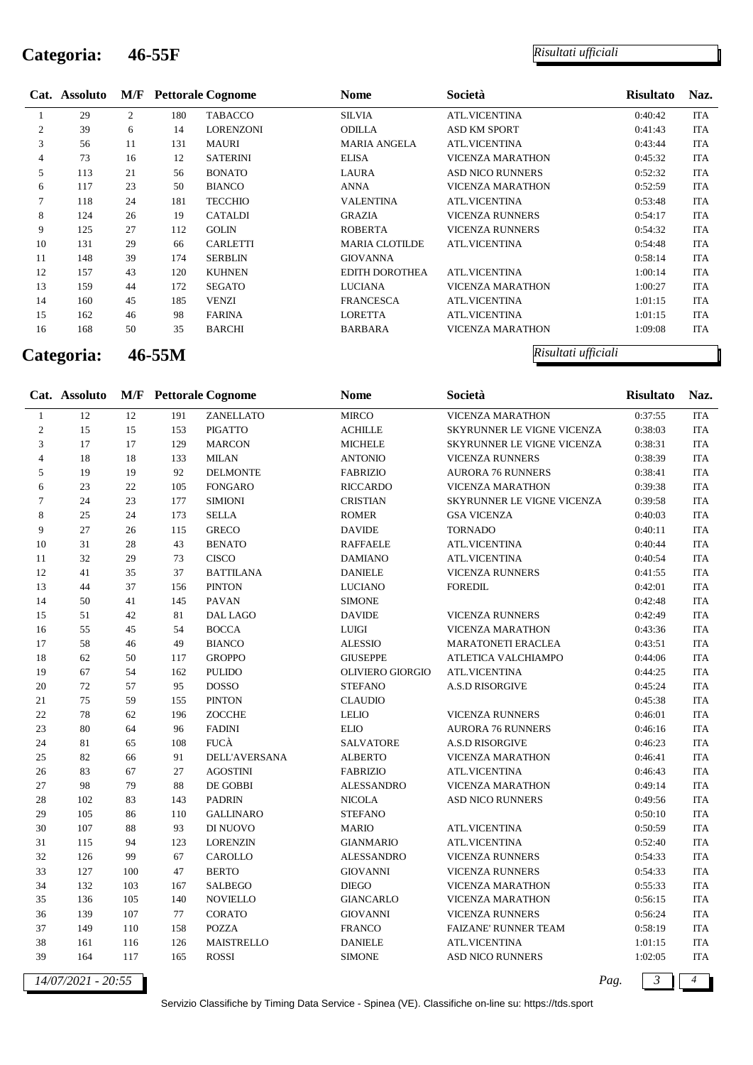## Categoria: 46-55F

*Risultati ufficiali*

| Cat. | Assoluto | M/F | Pettorale | Cognome | Nome | Società | Risultato | Naz. |
|---|---|---|---|---|---|---|---|---|
| 1 | 29 | 2 | 180 | TABACCO | SILVIA | ATL.VICENTINA | 0:40:42 | ITA |
| 2 | 39 | 6 | 14 | LORENZONI | ODILLA | ASD KM SPORT | 0:41:43 | ITA |
| 3 | 56 | 11 | 131 | MAURI | MARIA ANGELA | ATL.VICENTINA | 0:43:44 | ITA |
| 4 | 73 | 16 | 12 | SATERINI | ELISA | VICENZA MARATHON | 0:45:32 | ITA |
| 5 | 113 | 21 | 56 | BONATO | LAURA | ASD NICO RUNNERS | 0:52:32 | ITA |
| 6 | 117 | 23 | 50 | BIANCO | ANNA | VICENZA MARATHON | 0:52:59 | ITA |
| 7 | 118 | 24 | 181 | TECCHIO | VALENTINA | ATL.VICENTINA | 0:53:48 | ITA |
| 8 | 124 | 26 | 19 | CATALDI | GRAZIA | VICENZA RUNNERS | 0:54:17 | ITA |
| 9 | 125 | 27 | 112 | GOLIN | ROBERTA | VICENZA RUNNERS | 0:54:32 | ITA |
| 10 | 131 | 29 | 66 | CARLETTI | MARIA CLOTILDE | ATL.VICENTINA | 0:54:48 | ITA |
| 11 | 148 | 39 | 174 | SERBLIN | GIOVANNA | | 0:58:14 | ITA |
| 12 | 157 | 43 | 120 | KUHNEN | EDITH DOROTHEA | ATL.VICENTINA | 1:00:14 | ITA |
| 13 | 159 | 44 | 172 | SEGATO | LUCIANA | VICENZA MARATHON | 1:00:27 | ITA |
| 14 | 160 | 45 | 185 | VENZI | FRANCESCA | ATL.VICENTINA | 1:01:15 | ITA |
| 15 | 162 | 46 | 98 | FARINA | LORETTA | ATL.VICENTINA | 1:01:15 | ITA |
| 16 | 168 | 50 | 35 | BARCHI | BARBARA | VICENZA MARATHON | 1:09:08 | ITA |

## Categoria: 46-55M

*Risultati ufficiali*

| Cat. | Assoluto | M/F | Pettorale | Cognome | Nome | Società | Risultato | Naz. |
|---|---|---|---|---|---|---|---|---|
| 1 | 12 | 12 | 191 | ZANELLATO | MIRCO | VICENZA MARATHON | 0:37:55 | ITA |
| 2 | 15 | 15 | 153 | PIGATTO | ACHILLE | SKYRUNNER LE VIGNE VICENZA | 0:38:03 | ITA |
| 3 | 17 | 17 | 129 | MARCON | MICHELE | SKYRUNNER LE VIGNE VICENZA | 0:38:31 | ITA |
| 4 | 18 | 18 | 133 | MILAN | ANTONIO | VICENZA RUNNERS | 0:38:39 | ITA |
| 5 | 19 | 19 | 92 | DELMONTE | FABRIZIO | AURORA 76 RUNNERS | 0:38:41 | ITA |
| 6 | 23 | 22 | 105 | FONGARO | RICCARDO | VICENZA MARATHON | 0:39:38 | ITA |
| 7 | 24 | 23 | 177 | SIMIONI | CRISTIAN | SKYRUNNER LE VIGNE VICENZA | 0:39:58 | ITA |
| 8 | 25 | 24 | 173 | SELLA | ROMER | GSA VICENZA | 0:40:03 | ITA |
| 9 | 27 | 26 | 115 | GRECO | DAVIDE | TORNADO | 0:40:11 | ITA |
| 10 | 31 | 28 | 43 | BENATO | RAFFAELE | ATL.VICENTINA | 0:40:44 | ITA |
| 11 | 32 | 29 | 73 | CISCO | DAMIANO | ATL.VICENTINA | 0:40:54 | ITA |
| 12 | 41 | 35 | 37 | BATTILANA | DANIELE | VICENZA RUNNERS | 0:41:55 | ITA |
| 13 | 44 | 37 | 156 | PINTON | LUCIANO | FOREDIL | 0:42:01 | ITA |
| 14 | 50 | 41 | 145 | PAVAN | SIMONE | | 0:42:48 | ITA |
| 15 | 51 | 42 | 81 | DAL LAGO | DAVIDE | VICENZA RUNNERS | 0:42:49 | ITA |
| 16 | 55 | 45 | 54 | BOCCA | LUIGI | VICENZA MARATHON | 0:43:36 | ITA |
| 17 | 58 | 46 | 49 | BIANCO | ALESSIO | MARATONETI ERACLEA | 0:43:51 | ITA |
| 18 | 62 | 50 | 117 | GROPPO | GIUSEPPE | ATLETICA VALCHIAMPO | 0:44:06 | ITA |
| 19 | 67 | 54 | 162 | PULIDO | OLIVIERO GIORGIO | ATL.VICENTINA | 0:44:25 | ITA |
| 20 | 72 | 57 | 95 | DOSSO | STEFANO | A.S.D RISORGIVE | 0:45:24 | ITA |
| 21 | 75 | 59 | 155 | PINTON | CLAUDIO | | 0:45:38 | ITA |
| 22 | 78 | 62 | 196 | ZOCCHE | LELIO | VICENZA RUNNERS | 0:46:01 | ITA |
| 23 | 80 | 64 | 96 | FADINI | ELIO | AURORA 76 RUNNERS | 0:46:16 | ITA |
| 24 | 81 | 65 | 108 | FUCÀ | SALVATORE | A.S.D RISORGIVE | 0:46:23 | ITA |
| 25 | 82 | 66 | 91 | DELL'AVERSANA | ALBERTO | VICENZA MARATHON | 0:46:41 | ITA |
| 26 | 83 | 67 | 27 | AGOSTINI | FABRIZIO | ATL.VICENTINA | 0:46:43 | ITA |
| 27 | 98 | 79 | 88 | DE GOBBI | ALESSANDRO | VICENZA MARATHON | 0:49:14 | ITA |
| 28 | 102 | 83 | 143 | PADRIN | NICOLA | ASD NICO RUNNERS | 0:49:56 | ITA |
| 29 | 105 | 86 | 110 | GALLINARO | STEFANO | | 0:50:10 | ITA |
| 30 | 107 | 88 | 93 | DI NUOVO | MARIO | ATL.VICENTINA | 0:50:59 | ITA |
| 31 | 115 | 94 | 123 | LORENZIN | GIANMARIO | ATL.VICENTINA | 0:52:40 | ITA |
| 32 | 126 | 99 | 67 | CAROLLO | ALESSANDRO | VICENZA RUNNERS | 0:54:33 | ITA |
| 33 | 127 | 100 | 47 | BERTO | GIOVANNI | VICENZA RUNNERS | 0:54:33 | ITA |
| 34 | 132 | 103 | 167 | SALBEGO | DIEGO | VICENZA MARATHON | 0:55:33 | ITA |
| 35 | 136 | 105 | 140 | NOVIELLO | GIANCARLO | VICENZA MARATHON | 0:56:15 | ITA |
| 36 | 139 | 107 | 77 | CORATO | GIOVANNI | VICENZA RUNNERS | 0:56:24 | ITA |
| 37 | 149 | 110 | 158 | POZZA | FRANCO | FAIZANE' RUNNER TEAM | 0:58:19 | ITA |
| 38 | 161 | 116 | 126 | MAISTRELLO | DANIELE | ATL.VICENTINA | 1:01:15 | ITA |
| 39 | 164 | 117 | 165 | ROSSI | SIMONE | ASD NICO RUNNERS | 1:02:05 | ITA |

*14/07/2021 - 20:55*

Servizio Classifiche by Timing Data Service - Spinea (VE). Classifiche on-line su: https://tds.sport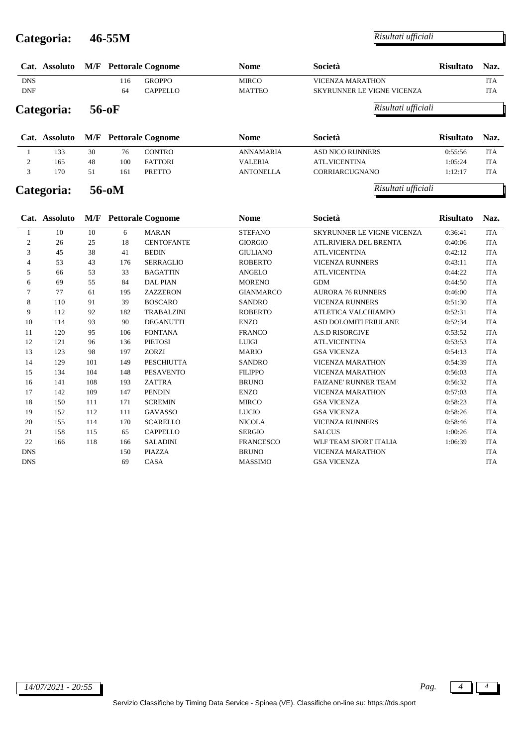## Categoria: 46-55M

*Risultati ufficiali*

| Cat. | Assoluto | M/F | Pettorale | Cognome | Nome | Società | Risultato | Naz. |
|---|---|---|---|---|---|---|---|---|
| DNS | | | 116 | GROPPO | MIRCO | VICENZA MARATHON | | ITA |
| DNF | | | 64 | CAPPELLO | MATTEO | SKYRUNNER LE VIGNE VICENZA | | ITA |

## Categoria: 56-oF

*Risultati ufficiali*

| Cat. | Assoluto | M/F | Pettorale | Cognome | Nome | Società | Risultato | Naz. |
|---|---|---|---|---|---|---|---|---|
| 1 | 133 | 30 | 76 | CONTRO | ANNAMARIA | ASD NICO RUNNERS | 0:55:56 | ITA |
| 2 | 165 | 48 | 100 | FATTORI | VALERIA | ATL.VICENTINA | 1:05:24 | ITA |
| 3 | 170 | 51 | 161 | PRETTO | ANTONELLA | CORRIARCUGNANO | 1:12:17 | ITA |

## Categoria: 56-oM

*Risultati ufficiali*

| Cat. | Assoluto | M/F | Pettorale | Cognome | Nome | Società | Risultato | Naz. |
|---|---|---|---|---|---|---|---|---|
| 1 | 10 | 10 | 6 | MARAN | STEFANO | SKYRUNNER LE VIGNE VICENZA | 0:36:41 | ITA |
| 2 | 26 | 25 | 18 | CENTOFANTE | GIORGIO | ATL.RIVIERA DEL BRENTA | 0:40:06 | ITA |
| 3 | 45 | 38 | 41 | BEDIN | GIULIANO | ATL.VICENTINA | 0:42:12 | ITA |
| 4 | 53 | 43 | 176 | SERRAGLIO | ROBERTO | VICENZA RUNNERS | 0:43:11 | ITA |
| 5 | 66 | 53 | 33 | BAGATTIN | ANGELO | ATL.VICENTINA | 0:44:22 | ITA |
| 6 | 69 | 55 | 84 | DAL PIAN | MORENO | GDM | 0:44:50 | ITA |
| 7 | 77 | 61 | 195 | ZAZZERON | GIANMARCO | AURORA 76 RUNNERS | 0:46:00 | ITA |
| 8 | 110 | 91 | 39 | BOSCARO | SANDRO | VICENZA RUNNERS | 0:51:30 | ITA |
| 9 | 112 | 92 | 182 | TRABALZINI | ROBERTO | ATLETICA VALCHIAMPO | 0:52:31 | ITA |
| 10 | 114 | 93 | 90 | DEGANUTTI | ENZO | ASD DOLOMITI FRIULANE | 0:52:34 | ITA |
| 11 | 120 | 95 | 106 | FONTANA | FRANCO | A.S.D RISORGIVE | 0:53:52 | ITA |
| 12 | 121 | 96 | 136 | PIETOSI | LUIGI | ATL.VICENTINA | 0:53:53 | ITA |
| 13 | 123 | 98 | 197 | ZORZI | MARIO | GSA VICENZA | 0:54:13 | ITA |
| 14 | 129 | 101 | 149 | PESCHIUTTA | SANDRO | VICENZA MARATHON | 0:54:39 | ITA |
| 15 | 134 | 104 | 148 | PESAVENTO | FILIPPO | VICENZA MARATHON | 0:56:03 | ITA |
| 16 | 141 | 108 | 193 | ZATTRA | BRUNO | FAIZANE' RUNNER TEAM | 0:56:32 | ITA |
| 17 | 142 | 109 | 147 | PENDIN | ENZO | VICENZA MARATHON | 0:57:03 | ITA |
| 18 | 150 | 111 | 171 | SCREMIN | MIRCO | GSA VICENZA | 0:58:23 | ITA |
| 19 | 152 | 112 | 111 | GAVASSO | LUCIO | GSA VICENZA | 0:58:26 | ITA |
| 20 | 155 | 114 | 170 | SCARELLO | NICOLA | VICENZA RUNNERS | 0:58:46 | ITA |
| 21 | 158 | 115 | 65 | CAPPELLO | SERGIO | SALCUS | 1:00:26 | ITA |
| 22 | 166 | 118 | 166 | SALADINI | FRANCESCO | WLF TEAM SPORT ITALIA | 1:06:39 | ITA |
| DNS | | | 150 | PIAZZA | BRUNO | VICENZA MARATHON | | ITA |
| DNS | | | 69 | CASA | MASSIMO | GSA VICENZA | | ITA |

*14/07/2021 - 20:55*

Servizio Classifiche by Timing Data Service - Spinea (VE). Classifiche on-line su: https://tds.sport